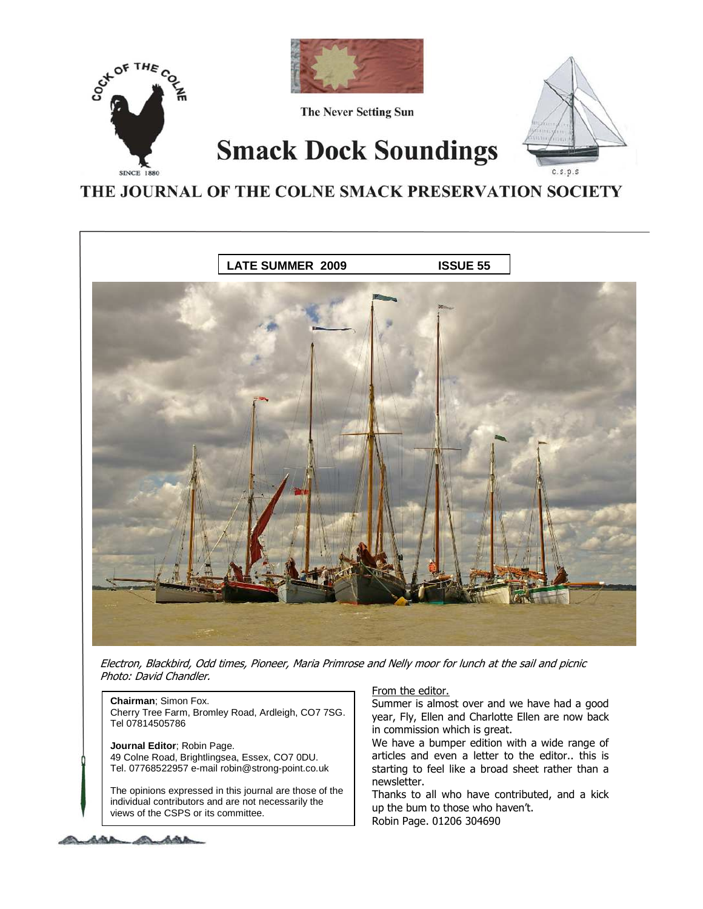COCK OF THE COLNE

SINCE 1880

The Never Setting Sun

# Smack Dock Soundings

c.s.p.s

## THE JOURNAL OF THE COLNE SMACK PRESERVATION SOCIETY

**LATE SUMMER 2009 ISSUE 55**

*Electron, Blackbird, Odd times, Pioneer, Maria Primrose and Nelly moor for lunch at the sail and picnic*
*Photo: David Chandler.*

**Chairman**; Simon Fox.
Cherry Tree Farm, Bromley Road, Ardleigh, CO7 7SG.
Tel 07814505786

**Journal Editor**; Robin Page.
49 Colne Road, Brightlingsea, Essex, CO7 0DU.
Tel. 07768522957 e-mail robin@strong-point.co.uk

The opinions expressed in this journal are those of the individual contributors and are not necessarily the views of the CSPS or its committee.

From the editor.

Summer is almost over and we have had a good year, Fly, Ellen and Charlotte Ellen are now back in commission which is great.

We have a bumper edition with a wide range of articles and even a letter to the editor.. this is starting to feel like a broad sheet rather than a newsletter.

Thanks to all who have contributed, and a kick up the bum to those who haven't.

Robin Page. 01206 304690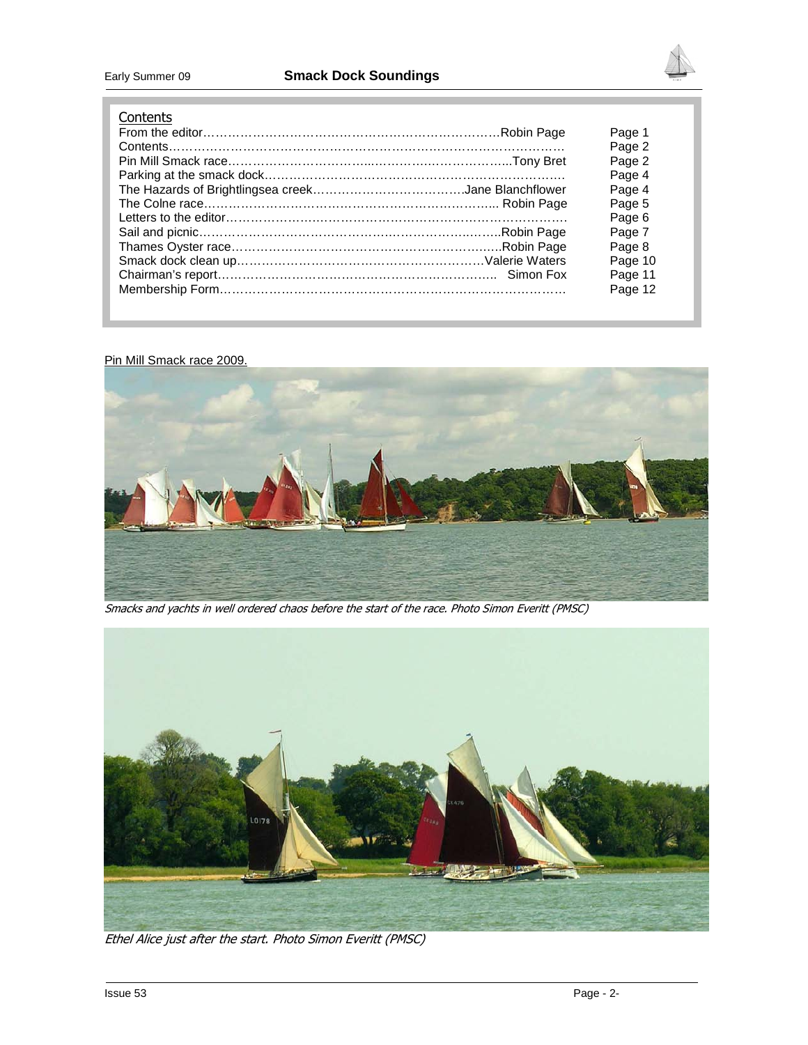## Contents

| | |
|---|---|
| From the editor……………………………………………………………Robin Page | Page 1 |
| Contents……………………………………………………………………………… | Page 2 |
| Pin Mill Smack race………………………………………………………Tony Bret | Page 2 |
| Parking at the smack dock…………………………………………………………… | Page 4 |
| The Hazards of Brightlingsea creek………………………………Jane Blanchflower | Page 4 |
| The Colne race…………………………………………………………… Robin Page | Page 5 |
| Letters to the editor………………………………………………………………………. | Page 6 |
| Sail and picnic………………………………………………………………Robin Page | Page 7 |
| Thames Oyster race………………………………………………………Robin Page | Page 8 |
| Smack dock clean up…………………………………………………Valerie Waters | Page 10 |
| Chairman's report…………………………………………………………… Simon Fox | Page 11 |
| Membership Form……………………………………………………………………… | Page 12 |

Pin Mill Smack race 2009.

*Smacks and yachts in well ordered chaos before the start of the race. Photo Simon Everitt (PMSC)*

*Ethel Alice just after the start. Photo Simon Everitt (PMSC)*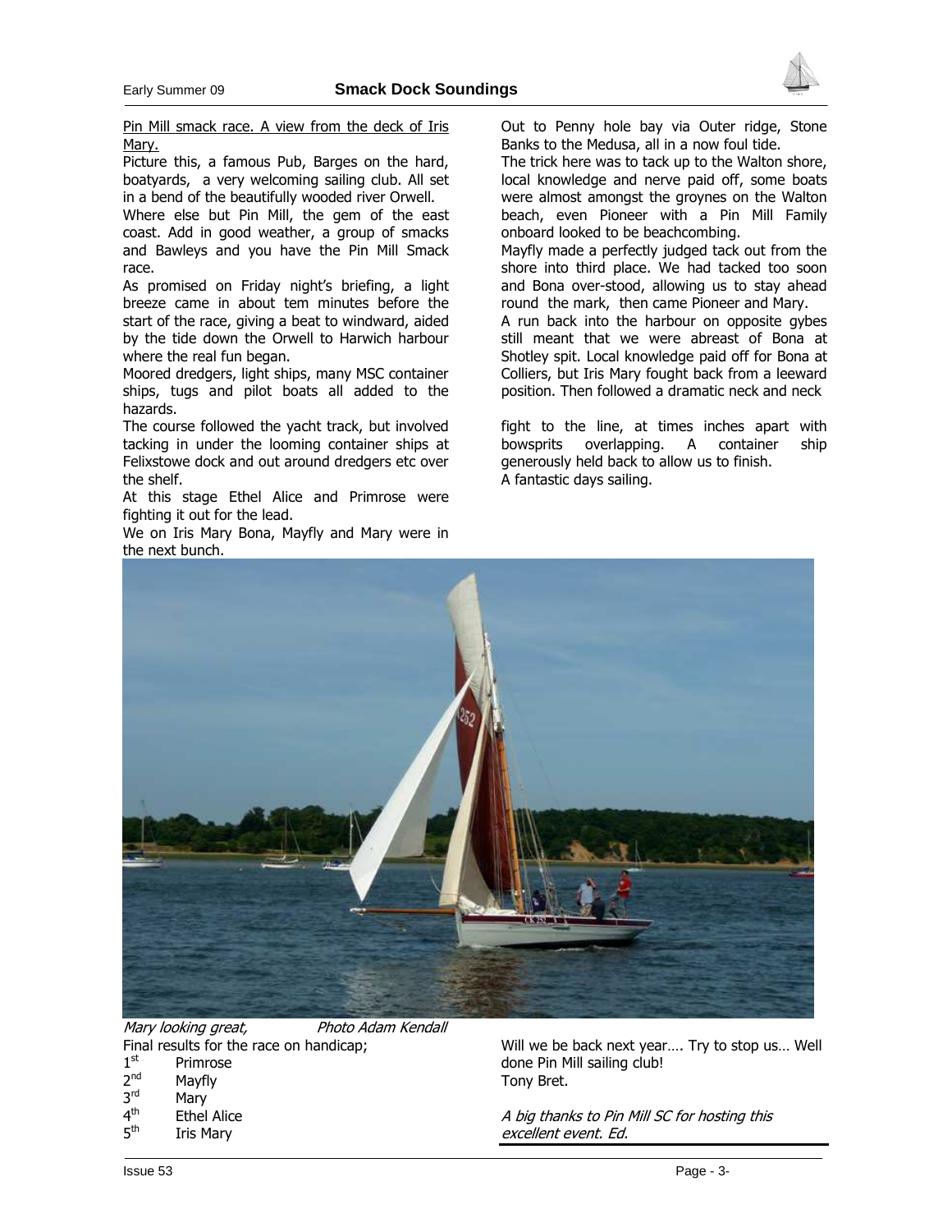Pin Mill smack race. A view from the deck of Iris Mary.

Picture this, a famous Pub, Barges on the hard, boatyards, a very welcoming sailing club. All set in a bend of the beautifully wooded river Orwell.

Where else but Pin Mill, the gem of the east coast. Add in good weather, a group of smacks and Bawleys and you have the Pin Mill Smack race.

As promised on Friday night's briefing, a light breeze came in about tem minutes before the start of the race, giving a beat to windward, aided by the tide down the Orwell to Harwich harbour where the real fun began.

Moored dredgers, light ships, many MSC container ships, tugs and pilot boats all added to the hazards.

The course followed the yacht track, but involved tacking in under the looming container ships at Felixstowe dock and out around dredgers etc over the shelf.

At this stage Ethel Alice and Primrose were fighting it out for the lead.

We on Iris Mary Bona, Mayfly and Mary were in the next bunch.

Out to Penny hole bay via Outer ridge, Stone Banks to the Medusa, all in a now foul tide.

The trick here was to tack up to the Walton shore, local knowledge and nerve paid off, some boats were almost amongst the groynes on the Walton beach, even Pioneer with a Pin Mill Family onboard looked to be beachcombing.

Mayfly made a perfectly judged tack out from the shore into third place. We had tacked too soon and Bona over-stood, allowing us to stay ahead round the mark, then came Pioneer and Mary.

A run back into the harbour on opposite gybes still meant that we were abreast of Bona at Shotley spit. Local knowledge paid off for Bona at Colliers, but Iris Mary fought back from a leeward position. Then followed a dramatic neck and neck fight to the line, at times inches apart with bowsprits overlapping. A container ship generously held back to allow us to finish.

A fantastic days sailing.

*Mary looking great,* *Photo Adam Kendall*

Final results for the race on handicap;

1st Primrose
2nd Mayfly
3rd Mary
4th Ethel Alice
5th Iris Mary

Will we be back next year…. Try to stop us… Well done Pin Mill sailing club!
Tony Bret.

*A big thanks to Pin Mill SC for hosting this excellent event. Ed.*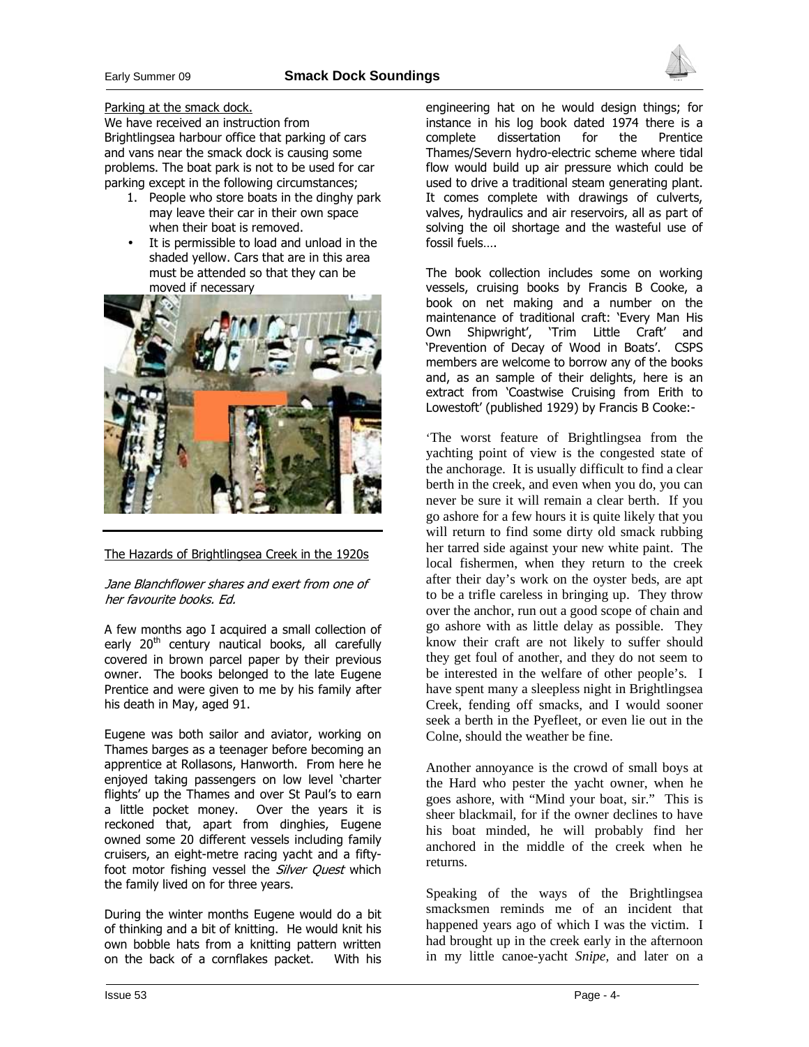Parking at the smack dock.

We have received an instruction from Brightlingsea harbour office that parking of cars and vans near the smack dock is causing some problems. The boat park is not to be used for car parking except in the following circumstances;

1. People who store boats in the dinghy park may leave their car in their own space when their boat is removed.

- It is permissible to load and unload in the shaded yellow. Cars that are in this area must be attended so that they can be moved if necessary

---

## The Hazards of Brightlingsea Creek in the 1920s

*Jane Blanchflower shares and exert from one of her favourite books. Ed.*

A few months ago I acquired a small collection of early 20th century nautical books, all carefully covered in brown parcel paper by their previous owner. The books belonged to the late Eugene Prentice and were given to me by his family after his death in May, aged 91.

Eugene was both sailor and aviator, working on Thames barges as a teenager before becoming an apprentice at Rollasons, Hanworth. From here he enjoyed taking passengers on low level 'charter flights' up the Thames and over St Paul's to earn a little pocket money. Over the years it is reckoned that, apart from dinghies, Eugene owned some 20 different vessels including family cruisers, an eight-metre racing yacht and a fifty-foot motor fishing vessel the *Silver Quest* which the family lived on for three years.

During the winter months Eugene would do a bit of thinking and a bit of knitting. He would knit his own bobble hats from a knitting pattern written on the back of a cornflakes packet. With his engineering hat on he would design things; for instance in his log book dated 1974 there is a complete dissertation for the Prentice Thames/Severn hydro-electric scheme where tidal flow would build up air pressure which could be used to drive a traditional steam generating plant. It comes complete with drawings of culverts, valves, hydraulics and air reservoirs, all as part of solving the oil shortage and the wasteful use of fossil fuels….

The book collection includes some on working vessels, cruising books by Francis B Cooke, a book on net making and a number on the maintenance of traditional craft: 'Every Man His Own Shipwright', 'Trim Little Craft' and 'Prevention of Decay of Wood in Boats'. CSPS members are welcome to borrow any of the books and, as an sample of their delights, here is an extract from 'Coastwise Cruising from Erith to Lowestoft' (published 1929) by Francis B Cooke:-

'The worst feature of Brightlingsea from the yachting point of view is the congested state of the anchorage. It is usually difficult to find a clear berth in the creek, and even when you do, you can never be sure it will remain a clear berth. If you go ashore for a few hours it is quite likely that you will return to find some dirty old smack rubbing her tarred side against your new white paint. The local fishermen, when they return to the creek after their day's work on the oyster beds, are apt to be a trifle careless in bringing up. They throw over the anchor, run out a good scope of chain and go ashore with as little delay as possible. They know their craft are not likely to suffer should they get foul of another, and they do not seem to be interested in the welfare of other people's. I have spent many a sleepless night in Brightlingsea Creek, fending off smacks, and I would sooner seek a berth in the Pyefleet, or even lie out in the Colne, should the weather be fine.

Another annoyance is the crowd of small boys at the Hard who pester the yacht owner, when he goes ashore, with "Mind your boat, sir." This is sheer blackmail, for if the owner declines to have his boat minded, he will probably find her anchored in the middle of the creek when he returns.

Speaking of the ways of the Brightlingsea smacksmen reminds me of an incident that happened years ago of which I was the victim. I had brought up in the creek early in the afternoon in my little canoe-yacht *Snipe*, and later on a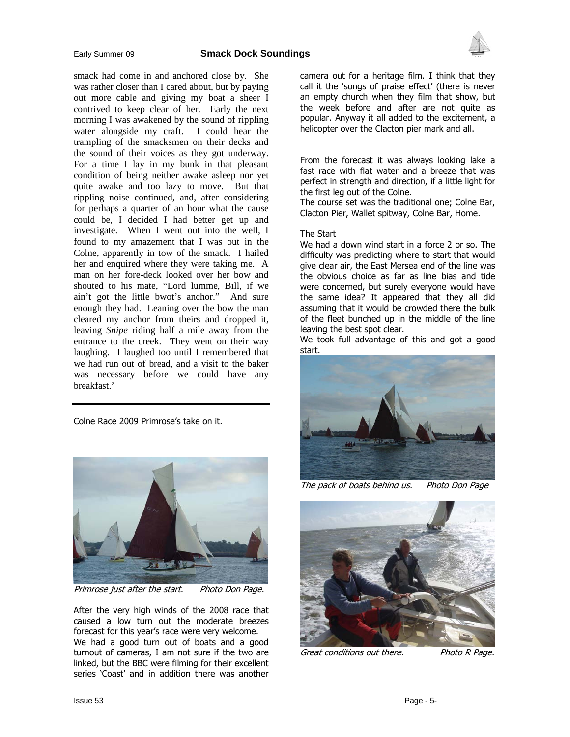smack had come in and anchored close by. She was rather closer than I cared about, but by paying out more cable and giving my boat a sheer I contrived to keep clear of her. Early the next morning I was awakened by the sound of rippling water alongside my craft. I could hear the trampling of the smacksmen on their decks and the sound of their voices as they got underway. For a time I lay in my bunk in that pleasant condition of being neither awake asleep nor yet quite awake and too lazy to move. But that rippling noise continued, and, after considering for perhaps a quarter of an hour what the cause could be, I decided I had better get up and investigate. When I went out into the well, I found to my amazement that I was out in the Colne, apparently in tow of the smack. I hailed her and enquired where they were taking me. A man on her fore-deck looked over her bow and shouted to his mate, "Lord lumme, Bill, if we ain't got the little bwot's anchor." And sure enough they had. Leaning over the bow the man cleared my anchor from theirs and dropped it, leaving *Snipe* riding half a mile away from the entrance to the creek. They went on their way laughing. I laughed too until I remembered that we had run out of bread, and a visit to the baker was necessary before we could have any breakfast.'

---

## Colne Race 2009 Primrose's take on it.

*Primrose just after the start. Photo Don Page.*

After the very high winds of the 2008 race that caused a low turn out the moderate breezes forecast for this year's race were very welcome.

We had a good turn out of boats and a good turnout of cameras, I am not sure if the two are linked, but the BBC were filming for their excellent series 'Coast' and in addition there was another camera out for a heritage film. I think that they call it the 'songs of praise effect' (there is never an empty church when they film that show, but the week before and after are not quite as popular. Anyway it all added to the excitement, a helicopter over the Clacton pier mark and all.

From the forecast it was always looking lake a fast race with flat water and a breeze that was perfect in strength and direction, if a little light for the first leg out of the Colne.

The course set was the traditional one; Colne Bar, Clacton Pier, Wallet spitway, Colne Bar, Home.

### The Start

We had a down wind start in a force 2 or so. The difficulty was predicting where to start that would give clear air, the East Mersea end of the line was the obvious choice as far as line bias and tide were concerned, but surely everyone would have the same idea? It appeared that they all did assuming that it would be crowded there the bulk of the fleet bunched up in the middle of the line leaving the best spot clear.

We took full advantage of this and got a good start.

*The pack of boats behind us. Photo Don Page*

*Great conditions out there. Photo R Page.*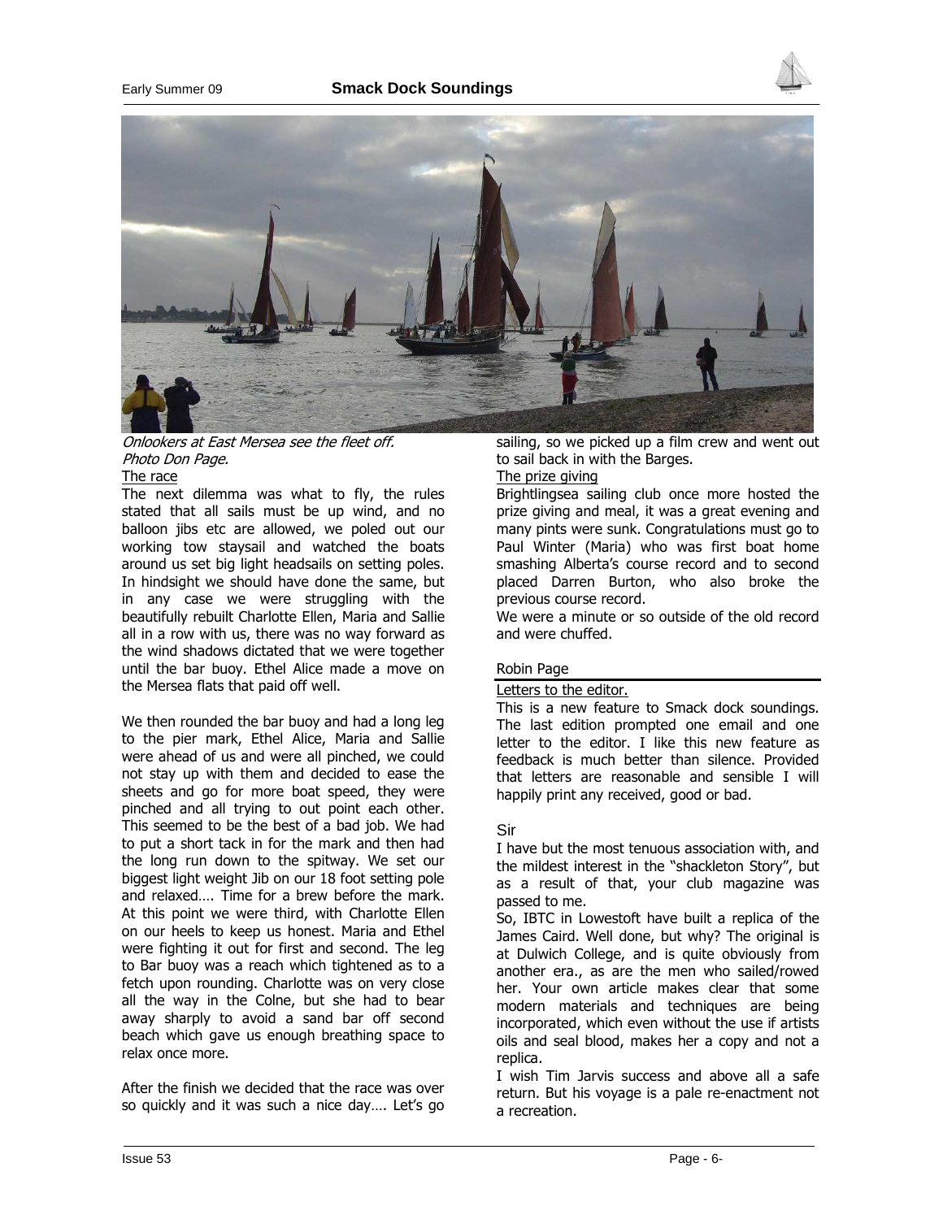*Onlookers at East Mersea see the fleet off.*
*Photo Don Page.*

The race

The next dilemma was what to fly, the rules stated that all sails must be up wind, and no balloon jibs etc are allowed, we poled out our working tow staysail and watched the boats around us set big light headsails on setting poles. In hindsight we should have done the same, but in any case we were struggling with the beautifully rebuilt Charlotte Ellen, Maria and Sallie all in a row with us, there was no way forward as the wind shadows dictated that we were together until the bar buoy. Ethel Alice made a move on the Mersea flats that paid off well.

We then rounded the bar buoy and had a long leg to the pier mark, Ethel Alice, Maria and Sallie were ahead of us and were all pinched, we could not stay up with them and decided to ease the sheets and go for more boat speed, they were pinched and all trying to out point each other. This seemed to be the best of a bad job. We had to put a short tack in for the mark and then had the long run down to the spitway. We set our biggest light weight Jib on our 18 foot setting pole and relaxed…. Time for a brew before the mark. At this point we were third, with Charlotte Ellen on our heels to keep us honest. Maria and Ethel were fighting it out for first and second. The leg to Bar buoy was a reach which tightened as to a fetch upon rounding. Charlotte was on very close all the way in the Colne, but she had to bear away sharply to avoid a sand bar off second beach which gave us enough breathing space to relax once more.

After the finish we decided that the race was over so quickly and it was such a nice day…. Let's go sailing, so we picked up a film crew and went out to sail back in with the Barges.

The prize giving

Brightlingsea sailing club once more hosted the prize giving and meal, it was a great evening and many pints were sunk. Congratulations must go to Paul Winter (Maria) who was first boat home smashing Alberta's course record and to second placed Darren Burton, who also broke the previous course record.

We were a minute or so outside of the old record and were chuffed.

Robin Page

## Letters to the editor.

This is a new feature to Smack dock soundings. The last edition prompted one email and one letter to the editor. I like this new feature as feedback is much better than silence. Provided that letters are reasonable and sensible I will happily print any received, good or bad.

Sir

I have but the most tenuous association with, and the mildest interest in the "shackleton Story", but as a result of that, your club magazine was passed to me.

So, IBTC in Lowestoft have built a replica of the James Caird. Well done, but why? The original is at Dulwich College, and is quite obviously from another era., as are the men who sailed/rowed her. Your own article makes clear that some modern materials and techniques are being incorporated, which even without the use if artists oils and seal blood, makes her a copy and not a replica.

I wish Tim Jarvis success and above all a safe return. But his voyage is a pale re-enactment not a recreation.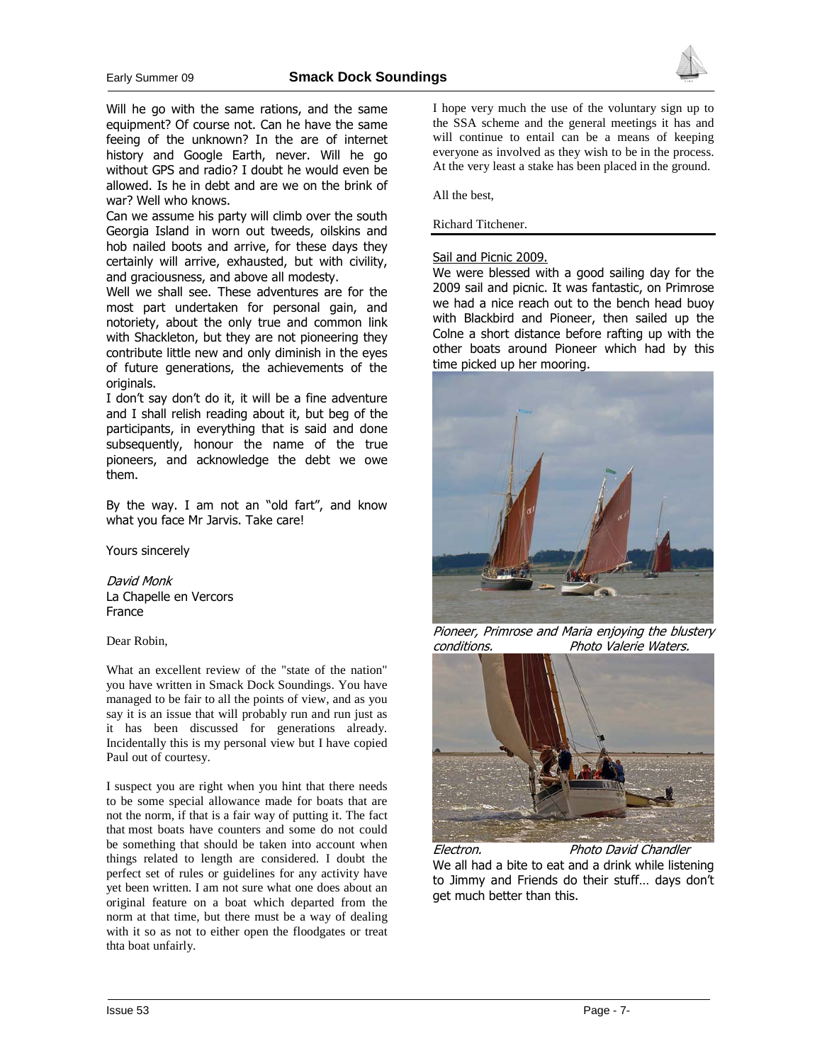Will he go with the same rations, and the same equipment? Of course not. Can he have the same feeing of the unknown? In the are of internet history and Google Earth, never. Will he go without GPS and radio? I doubt he would even be allowed. Is he in debt and are we on the brink of war? Well who knows.

Can we assume his party will climb over the south Georgia Island in worn out tweeds, oilskins and hob nailed boots and arrive, for these days they certainly will arrive, exhausted, but with civility, and graciousness, and above all modesty.

Well we shall see. These adventures are for the most part undertaken for personal gain, and notoriety, about the only true and common link with Shackleton, but they are not pioneering they contribute little new and only diminish in the eyes of future generations, the achievements of the originals.

I don't say don't do it, it will be a fine adventure and I shall relish reading about it, but beg of the participants, in everything that is said and done subsequently, honour the name of the true pioneers, and acknowledge the debt we owe them.

By the way. I am not an "old fart", and know what you face Mr Jarvis. Take care!

Yours sincerely

*David Monk*
La Chapelle en Vercors
France

Dear Robin,

What an excellent review of the "state of the nation" you have written in Smack Dock Soundings. You have managed to be fair to all the points of view, and as you say it is an issue that will probably run and run just as it has been discussed for generations already. Incidentally this is my personal view but I have copied Paul out of courtesy.

I suspect you are right when you hint that there needs to be some special allowance made for boats that are not the norm, if that is a fair way of putting it. The fact that most boats have counters and some do not could be something that should be taken into account when things related to length are considered. I doubt the perfect set of rules or guidelines for any activity have yet been written. I am not sure what one does about an original feature on a boat which departed from the norm at that time, but there must be a way of dealing with it so as not to either open the floodgates or treat thta boat unfairly.

I hope very much the use of the voluntary sign up to the SSA scheme and the general meetings it has and will continue to entail can be a means of keeping everyone as involved as they wish to be in the process. At the very least a stake has been placed in the ground.

All the best,

Richard Titchener.

## Sail and Picnic 2009.

We were blessed with a good sailing day for the 2009 sail and picnic. It was fantastic, on Primrose we had a nice reach out to the bench head buoy with Blackbird and Pioneer, then sailed up the Colne a short distance before rafting up with the other boats around Pioneer which had by this time picked up her mooring.

*Pioneer, Primrose and Maria enjoying the blustery conditions. Photo Valerie Waters.*

*Electron. Photo David Chandler*

We all had a bite to eat and a drink while listening to Jimmy and Friends do their stuff… days don't get much better than this.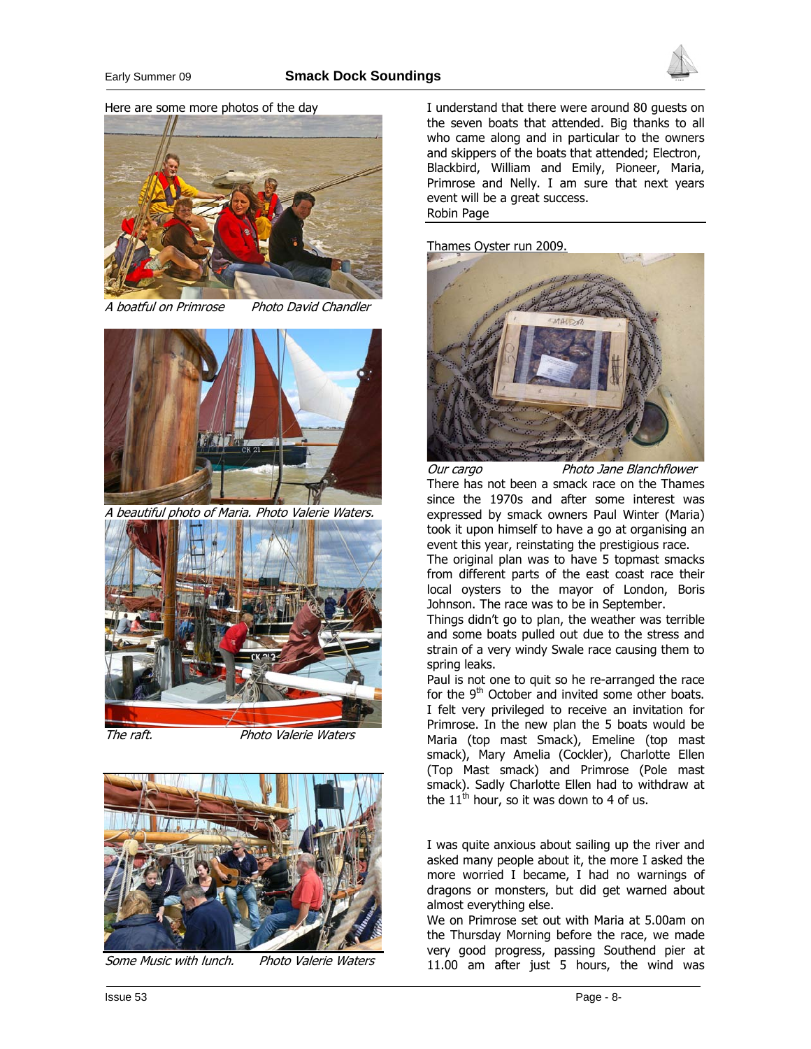Here are some more photos of the day

*A boatful on Primrose    Photo David Chandler*

*A beautiful photo of Maria. Photo Valerie Waters.*

*The raft.    Photo Valerie Waters*

*Some Music with lunch.    Photo Valerie Waters*

I understand that there were around 80 guests on the seven boats that attended. Big thanks to all who came along and in particular to the owners and skippers of the boats that attended; Electron, Blackbird, William and Emily, Pioneer, Maria, Primrose and Nelly. I am sure that next years event will be a great success.
Robin Page

Thames Oyster run 2009.

*Our cargo    Photo Jane Blanchflower*

There has not been a smack race on the Thames since the 1970s and after some interest was expressed by smack owners Paul Winter (Maria) took it upon himself to have a go at organising an event this year, reinstating the prestigious race.

The original plan was to have 5 topmast smacks from different parts of the east coast race their local oysters to the mayor of London, Boris Johnson. The race was to be in September.

Things didn't go to plan, the weather was terrible and some boats pulled out due to the stress and strain of a very windy Swale race causing them to spring leaks.

Paul is not one to quit so he re-arranged the race for the 9th October and invited some other boats. I felt very privileged to receive an invitation for Primrose. In the new plan the 5 boats would be Maria (top mast Smack), Emeline (top mast smack), Mary Amelia (Cockler), Charlotte Ellen (Top Mast smack) and Primrose (Pole mast smack). Sadly Charlotte Ellen had to withdraw at the 11th hour, so it was down to 4 of us.

I was quite anxious about sailing up the river and asked many people about it, the more I asked the more worried I became, I had no warnings of dragons or monsters, but did get warned about almost everything else.

We on Primrose set out with Maria at 5.00am on the Thursday Morning before the race, we made very good progress, passing Southend pier at 11.00 am after just 5 hours, the wind was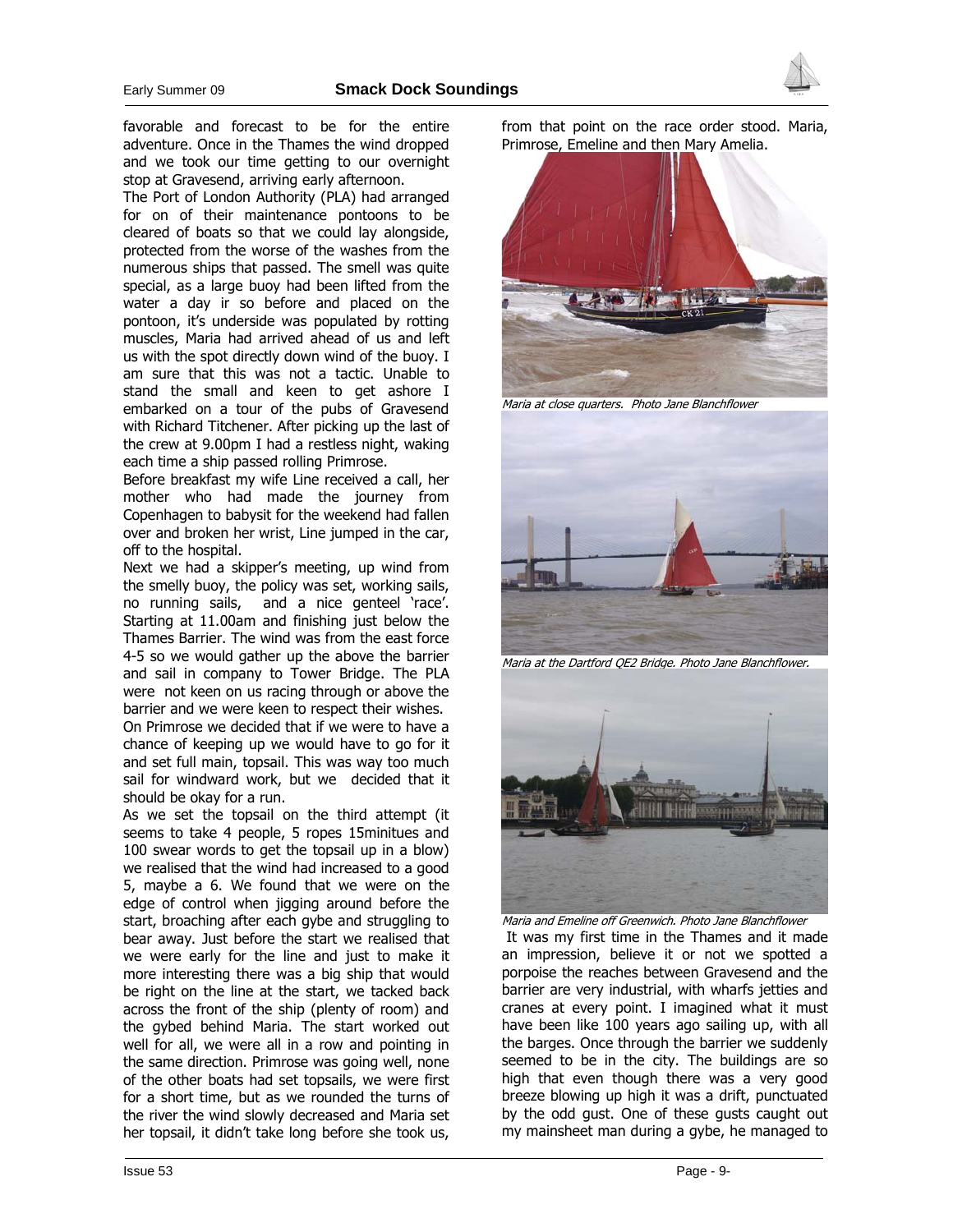favorable and forecast to be for the entire adventure. Once in the Thames the wind dropped and we took our time getting to our overnight stop at Gravesend, arriving early afternoon.

The Port of London Authority (PLA) had arranged for on of their maintenance pontoons to be cleared of boats so that we could lay alongside, protected from the worse of the washes from the numerous ships that passed. The smell was quite special, as a large buoy had been lifted from the water a day ir so before and placed on the pontoon, it's underside was populated by rotting muscles, Maria had arrived ahead of us and left us with the spot directly down wind of the buoy. I am sure that this was not a tactic. Unable to stand the small and keen to get ashore I embarked on a tour of the pubs of Gravesend with Richard Titchener. After picking up the last of the crew at 9.00pm I had a restless night, waking each time a ship passed rolling Primrose.

Before breakfast my wife Line received a call, her mother who had made the journey from Copenhagen to babysit for the weekend had fallen over and broken her wrist, Line jumped in the car, off to the hospital.

Next we had a skipper's meeting, up wind from the smelly buoy, the policy was set, working sails, no running sails, and a nice genteel 'race'. Starting at 11.00am and finishing just below the Thames Barrier. The wind was from the east force 4-5 so we would gather up the above the barrier and sail in company to Tower Bridge. The PLA were not keen on us racing through or above the barrier and we were keen to respect their wishes.

On Primrose we decided that if we were to have a chance of keeping up we would have to go for it and set full main, topsail. This was way too much sail for windward work, but we decided that it should be okay for a run.

As we set the topsail on the third attempt (it seems to take 4 people, 5 ropes 15minitues and 100 swear words to get the topsail up in a blow) we realised that the wind had increased to a good 5, maybe a 6. We found that we were on the edge of control when jigging around before the start, broaching after each gybe and struggling to bear away. Just before the start we realised that we were early for the line and just to make it more interesting there was a big ship that would be right on the line at the start, we tacked back across the front of the ship (plenty of room) and the gybed behind Maria. The start worked out well for all, we were all in a row and pointing in the same direction. Primrose was going well, none of the other boats had set topsails, we were first for a short time, but as we rounded the turns of the river the wind slowly decreased and Maria set her topsail, it didn't take long before she took us, from that point on the race order stood. Maria, Primrose, Emeline and then Mary Amelia.

*Maria at close quarters. Photo Jane Blanchflower*

*Maria at the Dartford QE2 Bridge. Photo Jane Blanchflower.*

*Maria and Emeline off Greenwich. Photo Jane Blanchflower*

It was my first time in the Thames and it made an impression, believe it or not we spotted a porpoise the reaches between Gravesend and the barrier are very industrial, with wharfs jetties and cranes at every point. I imagined what it must have been like 100 years ago sailing up, with all the barges. Once through the barrier we suddenly seemed to be in the city. The buildings are so high that even though there was a very good breeze blowing up high it was a drift, punctuated by the odd gust. One of these gusts caught out my mainsheet man during a gybe, he managed to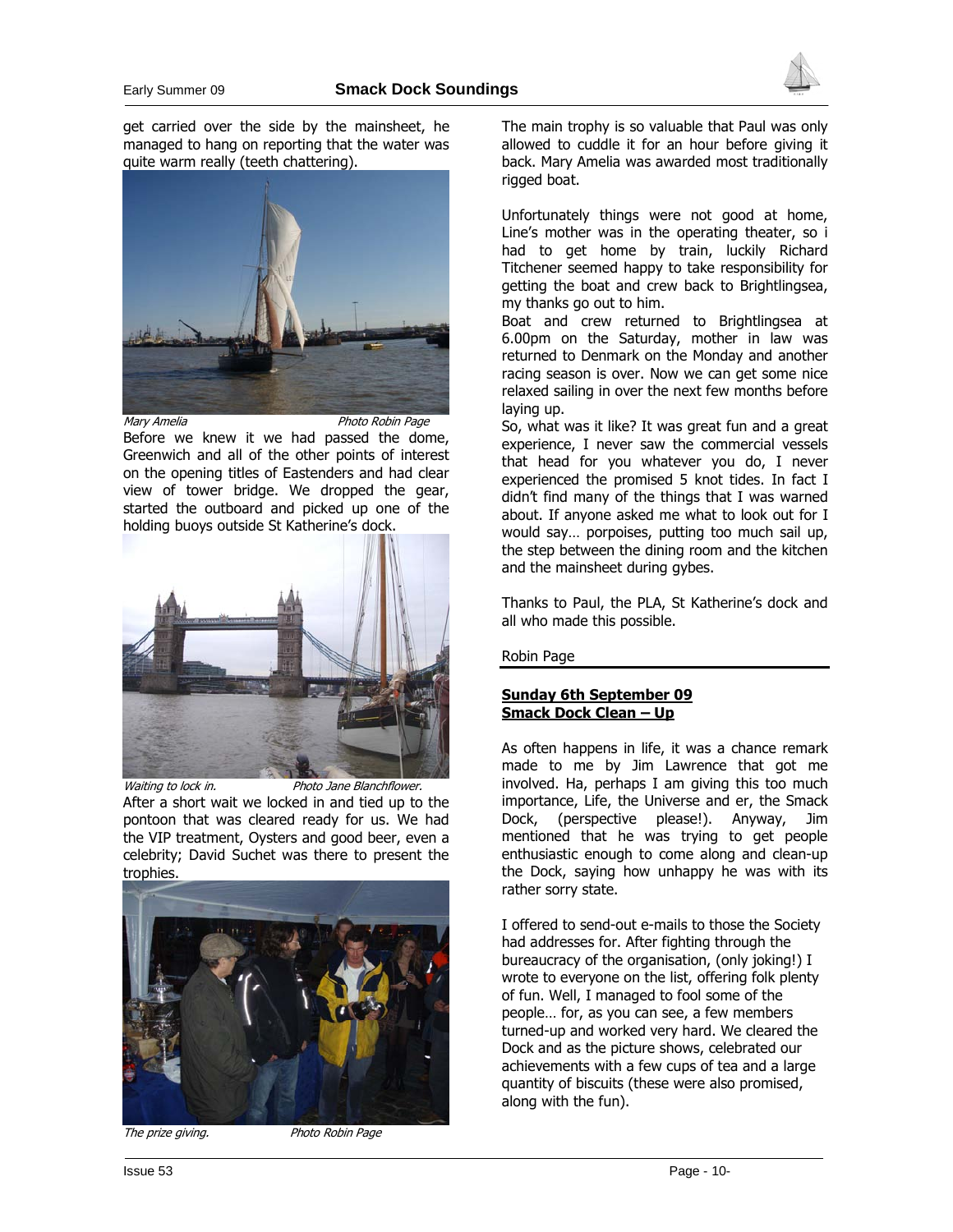get carried over the side by the mainsheet, he managed to hang on reporting that the water was quite warm really (teeth chattering).

*Mary Amelia* *Photo Robin Page*

Before we knew it we had passed the dome, Greenwich and all of the other points of interest on the opening titles of Eastenders and had clear view of tower bridge. We dropped the gear, started the outboard and picked up one of the holding buoys outside St Katherine's dock.

*Waiting to lock in.* *Photo Jane Blanchflower.*

After a short wait we locked in and tied up to the pontoon that was cleared ready for us. We had the VIP treatment, Oysters and good beer, even a celebrity; David Suchet was there to present the trophies.

*The prize giving.* *Photo Robin Page*

The main trophy is so valuable that Paul was only allowed to cuddle it for an hour before giving it back. Mary Amelia was awarded most traditionally rigged boat.

Unfortunately things were not good at home, Line's mother was in the operating theater, so i had to get home by train, luckily Richard Titchener seemed happy to take responsibility for getting the boat and crew back to Brightlingsea, my thanks go out to him.

Boat and crew returned to Brightlingsea at 6.00pm on the Saturday, mother in law was returned to Denmark on the Monday and another racing season is over. Now we can get some nice relaxed sailing in over the next few months before laying up.

So, what was it like? It was great fun and a great experience, I never saw the commercial vessels that head for you whatever you do, I never experienced the promised 5 knot tides. In fact I didn't find many of the things that I was warned about. If anyone asked me what to look out for I would say… porpoises, putting too much sail up, the step between the dining room and the kitchen and the mainsheet during gybes.

Thanks to Paul, the PLA, St Katherine's dock and all who made this possible.

Robin Page

---

**<u>Sunday 6th September 09</u>**
**<u>Smack Dock Clean – Up</u>**

As often happens in life, it was a chance remark made to me by Jim Lawrence that got me involved. Ha, perhaps I am giving this too much importance, Life, the Universe and er, the Smack Dock, (perspective please!). Anyway, Jim mentioned that he was trying to get people enthusiastic enough to come along and clean-up the Dock, saying how unhappy he was with its rather sorry state.

I offered to send-out e-mails to those the Society had addresses for. After fighting through the bureaucracy of the organisation, (only joking!) I wrote to everyone on the list, offering folk plenty of fun. Well, I managed to fool some of the people… for, as you can see, a few members turned-up and worked very hard. We cleared the Dock and as the picture shows, celebrated our achievements with a few cups of tea and a large quantity of biscuits (these were also promised, along with the fun).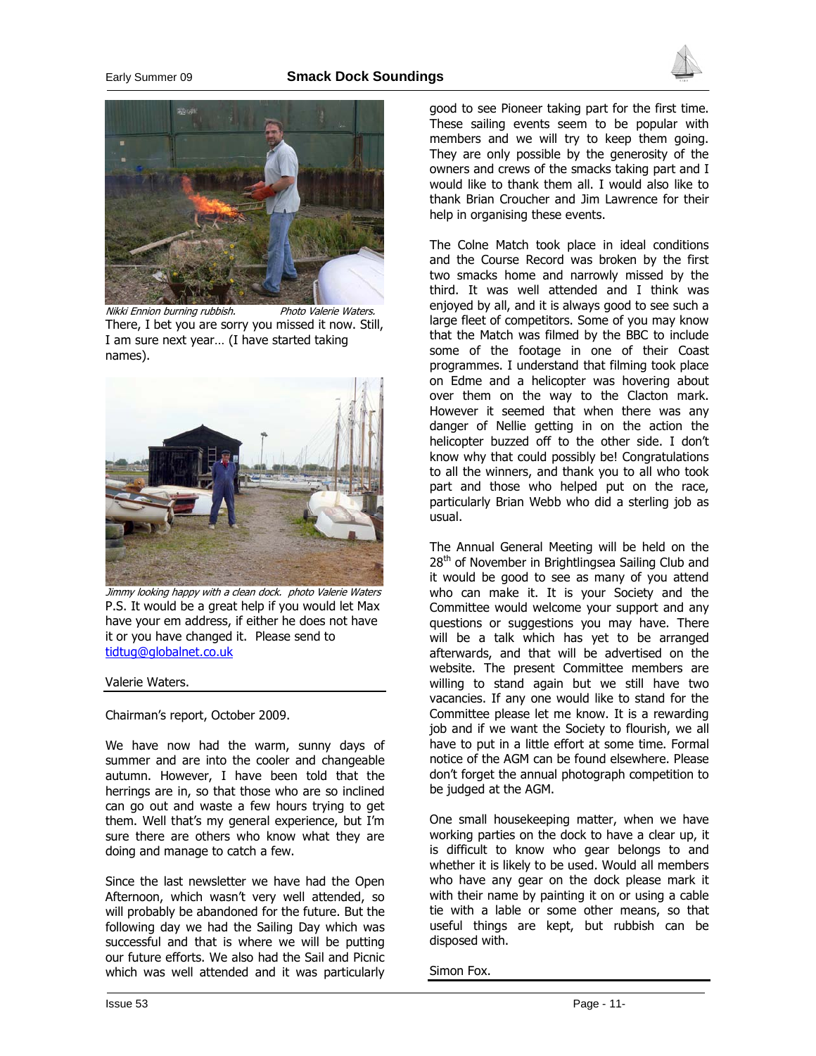*Nikki Ennion burning rubbish. Photo Valerie Waters.*

There, I bet you are sorry you missed it now. Still, I am sure next year… (I have started taking names).

*Jimmy looking happy with a clean dock. photo Valerie Waters*

P.S. It would be a great help if you would let Max have your em address, if either he does not have it or you have changed it. Please send to tidtug@globalnet.co.uk

Valerie Waters.

---

Chairman's report, October 2009.

We have now had the warm, sunny days of summer and are into the cooler and changeable autumn. However, I have been told that the herrings are in, so that those who are so inclined can go out and waste a few hours trying to get them. Well that's my general experience, but I'm sure there are others who know what they are doing and manage to catch a few.

Since the last newsletter we have had the Open Afternoon, which wasn't very well attended, so will probably be abandoned for the future. But the following day we had the Sailing Day which was successful and that is where we will be putting our future efforts. We also had the Sail and Picnic which was well attended and it was particularly good to see Pioneer taking part for the first time. These sailing events seem to be popular with members and we will try to keep them going. They are only possible by the generosity of the owners and crews of the smacks taking part and I would like to thank them all. I would also like to thank Brian Croucher and Jim Lawrence for their help in organising these events.

The Colne Match took place in ideal conditions and the Course Record was broken by the first two smacks home and narrowly missed by the third. It was well attended and I think was enjoyed by all, and it is always good to see such a large fleet of competitors. Some of you may know that the Match was filmed by the BBC to include some of the footage in one of their Coast programmes. I understand that filming took place on Edme and a helicopter was hovering about over them on the way to the Clacton mark. However it seemed that when there was any danger of Nellie getting in on the action the helicopter buzzed off to the other side. I don't know why that could possibly be! Congratulations to all the winners, and thank you to all who took part and those who helped put on the race, particularly Brian Webb who did a sterling job as usual.

The Annual General Meeting will be held on the 28th of November in Brightlingsea Sailing Club and it would be good to see as many of you attend who can make it. It is your Society and the Committee would welcome your support and any questions or suggestions you may have. There will be a talk which has yet to be arranged afterwards, and that will be advertised on the website. The present Committee members are willing to stand again but we still have two vacancies. If any one would like to stand for the Committee please let me know. It is a rewarding job and if we want the Society to flourish, we all have to put in a little effort at some time. Formal notice of the AGM can be found elsewhere. Please don't forget the annual photograph competition to be judged at the AGM.

One small housekeeping matter, when we have working parties on the dock to have a clear up, it is difficult to know who gear belongs to and whether it is likely to be used. Would all members who have any gear on the dock please mark it with their name by painting it on or using a cable tie with a lable or some other means, so that useful things are kept, but rubbish can be disposed with.

Simon Fox.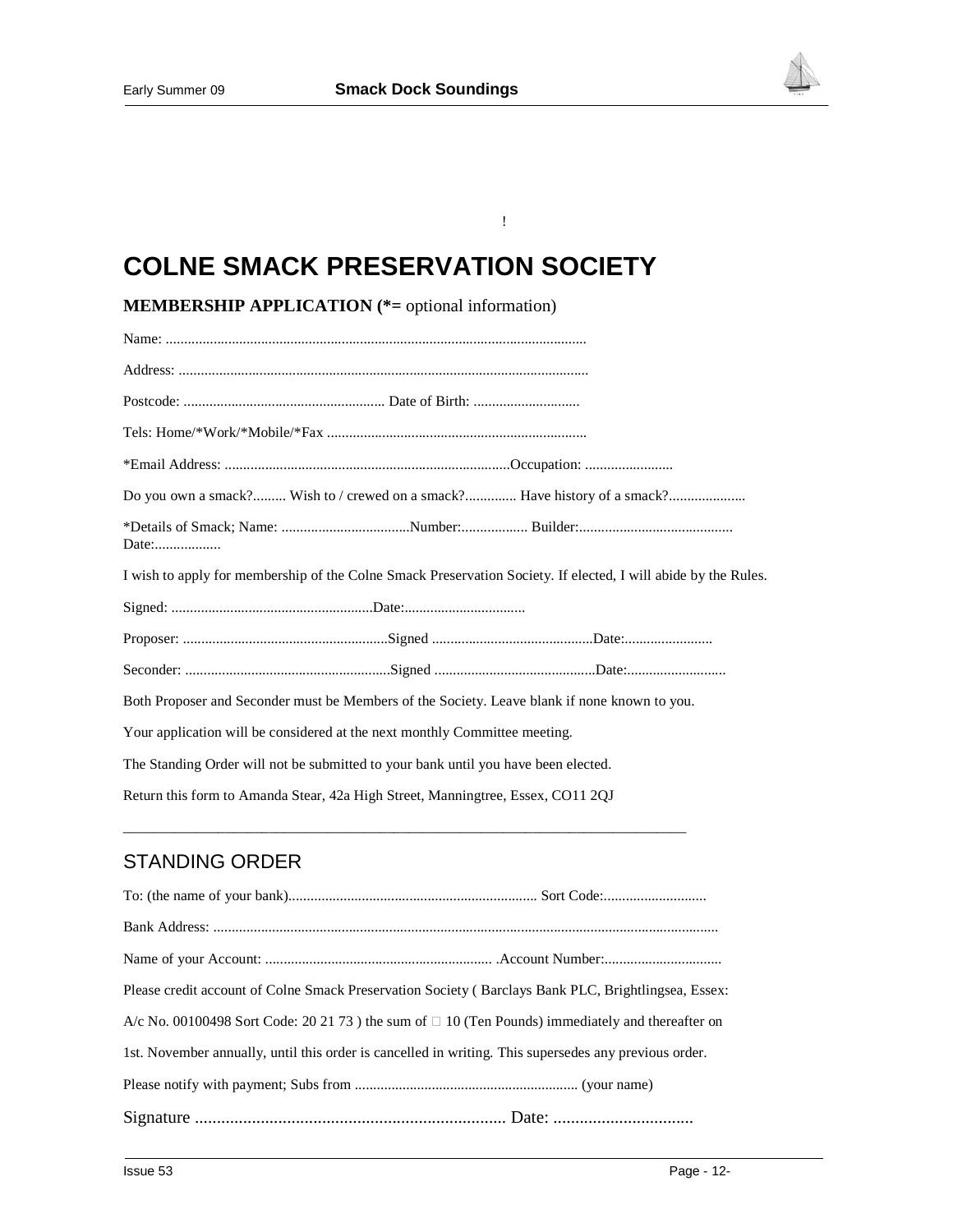!

# COLNE SMACK PRESERVATION SOCIETY

**MEMBERSHIP APPLICATION (*=** optional information)

Name: ..................................................................................................................

Address: ...............................................................................................................

Postcode: ...................................................... Date of Birth: .............................

Tels: Home/*Work/*Mobile/*Fax ......................................................................

*Email Address: ............................................................................Occupation: ........................

Do you own a smack?......... Wish to / crewed on a smack?............. Have history of a smack?....................

*Details of Smack; Name: ...................................Number:.................. Builder:.......................................... Date:..................

I wish to apply for membership of the Colne Smack Preservation Society. If elected, I will abide by the Rules.

Signed: .......................................................Date:.................................

Proposer: ........................................................Signed ...........................................Date:........................

Seconder: ........................................................Signed ...........................................Date:...........................

Both Proposer and Seconder must be Members of the Society. Leave blank if none known to you.

Your application will be considered at the next monthly Committee meeting.

The Standing Order will not be submitted to your bank until you have been elected.

Return this form to Amanda Stear, 42a High Street, Manningtree, Essex, CO11 2QJ

---

## STANDING ORDER

To: (the name of your bank)................................................................... Sort Code:............................

Bank Address: ...................................................................................................................................

Name of your Account: .............................................................. .Account Number:................................

Please credit account of Colne Smack Preservation Society ( Barclays Bank PLC, Brightlingsea, Essex:

A/c No. 00100498 Sort Code: 20 21 73 ) the sum of □ 10 (Ten Pounds) immediately and thereafter on

1st. November annually, until this order is cancelled in writing. This supersedes any previous order.

Please notify with payment; Subs from ............................................................ (your name)

Signature ....................................................................... Date: ................................